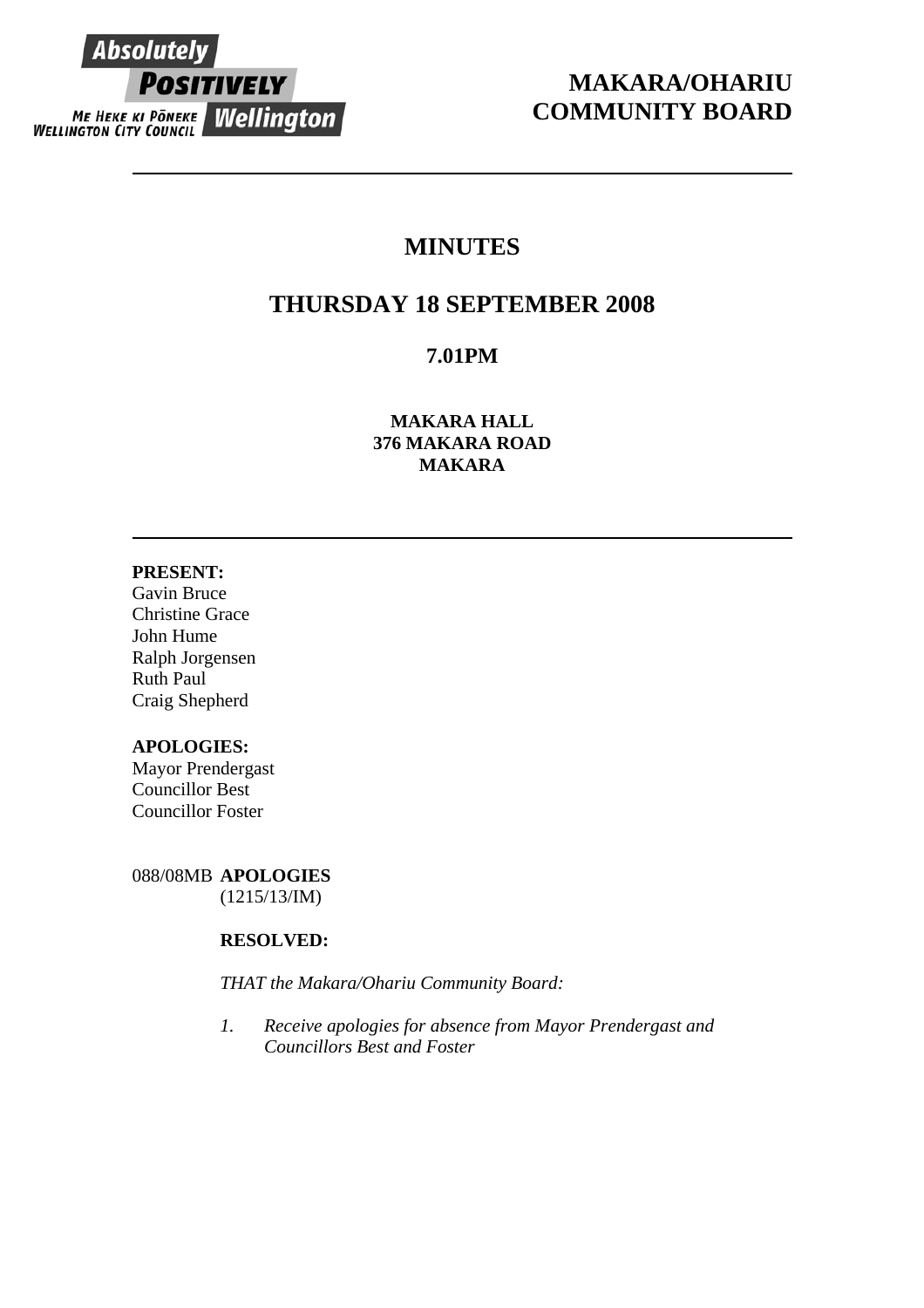Absolutely POSITIVELY Wellington
ME HEKE KI PŌNEKE
WELLINGTON CITY COUNCIL

# MAKARA/OHARIU COMMUNITY BOARD

---

# MINUTES

## THURSDAY 18 SEPTEMBER 2008

### 7.01PM

**MAKARA HALL**
**376 MAKARA ROAD**
**MAKARA**

---

**PRESENT:**
Gavin Bruce
Christine Grace
John Hume
Ralph Jorgensen
Ruth Paul
Craig Shepherd

**APOLOGIES:**
Mayor Prendergast
Councillor Best
Councillor Foster

088/08MB **APOLOGIES**
(1215/13/IM)

**RESOLVED:**

*THAT the Makara/Ohariu Community Board:*

1. *Receive apologies for absence from Mayor Prendergast and Councillors Best and Foster*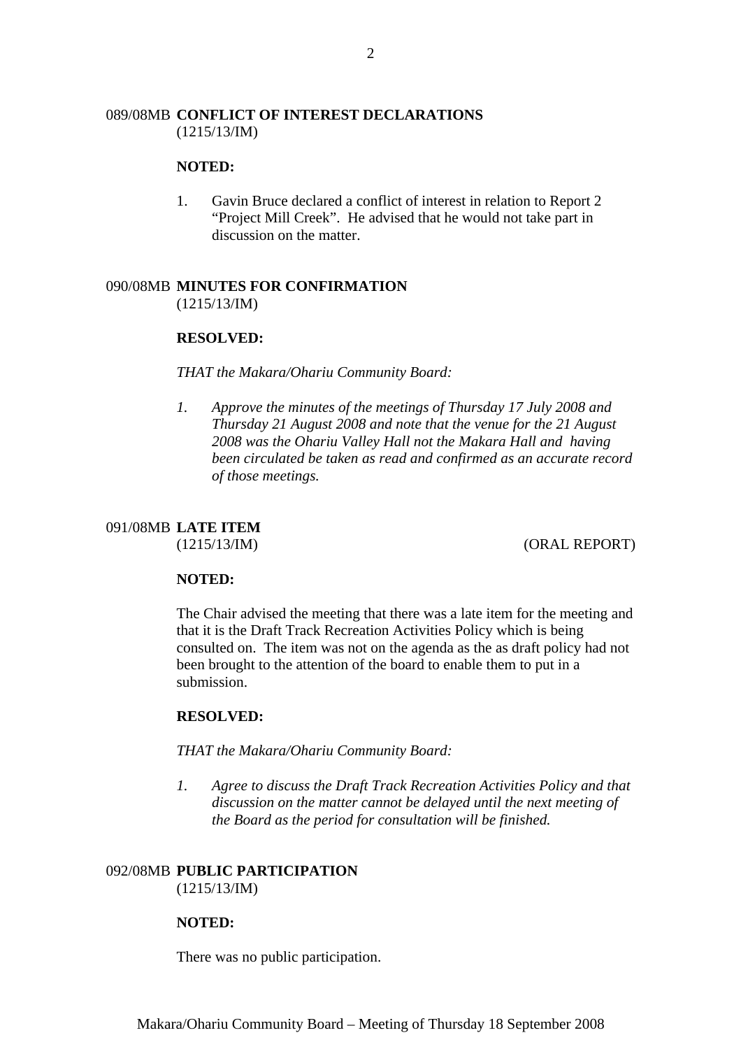### 089/08MB **CONFLICT OF INTEREST DECLARATIONS**
(1215/13/IM)

**NOTED:**

1. Gavin Bruce declared a conflict of interest in relation to Report 2 "Project Mill Creek". He advised that he would not take part in discussion on the matter.

### 090/08MB **MINUTES FOR CONFIRMATION**
(1215/13/IM)

**RESOLVED:**

*THAT the Makara/Ohariu Community Board:*

1. *Approve the minutes of the meetings of Thursday 17 July 2008 and Thursday 21 August 2008 and note that the venue for the 21 August 2008 was the Ohariu Valley Hall not the Makara Hall and having been circulated be taken as read and confirmed as an accurate record of those meetings.*

### 091/08MB **LATE ITEM**
(1215/13/IM) (ORAL REPORT)

**NOTED:**

The Chair advised the meeting that there was a late item for the meeting and that it is the Draft Track Recreation Activities Policy which is being consulted on. The item was not on the agenda as the as draft policy had not been brought to the attention of the board to enable them to put in a submission.

**RESOLVED:**

*THAT the Makara/Ohariu Community Board:*

1. *Agree to discuss the Draft Track Recreation Activities Policy and that discussion on the matter cannot be delayed until the next meeting of the Board as the period for consultation will be finished.*

### 092/08MB **PUBLIC PARTICIPATION**
(1215/13/IM)

**NOTED:**

There was no public participation.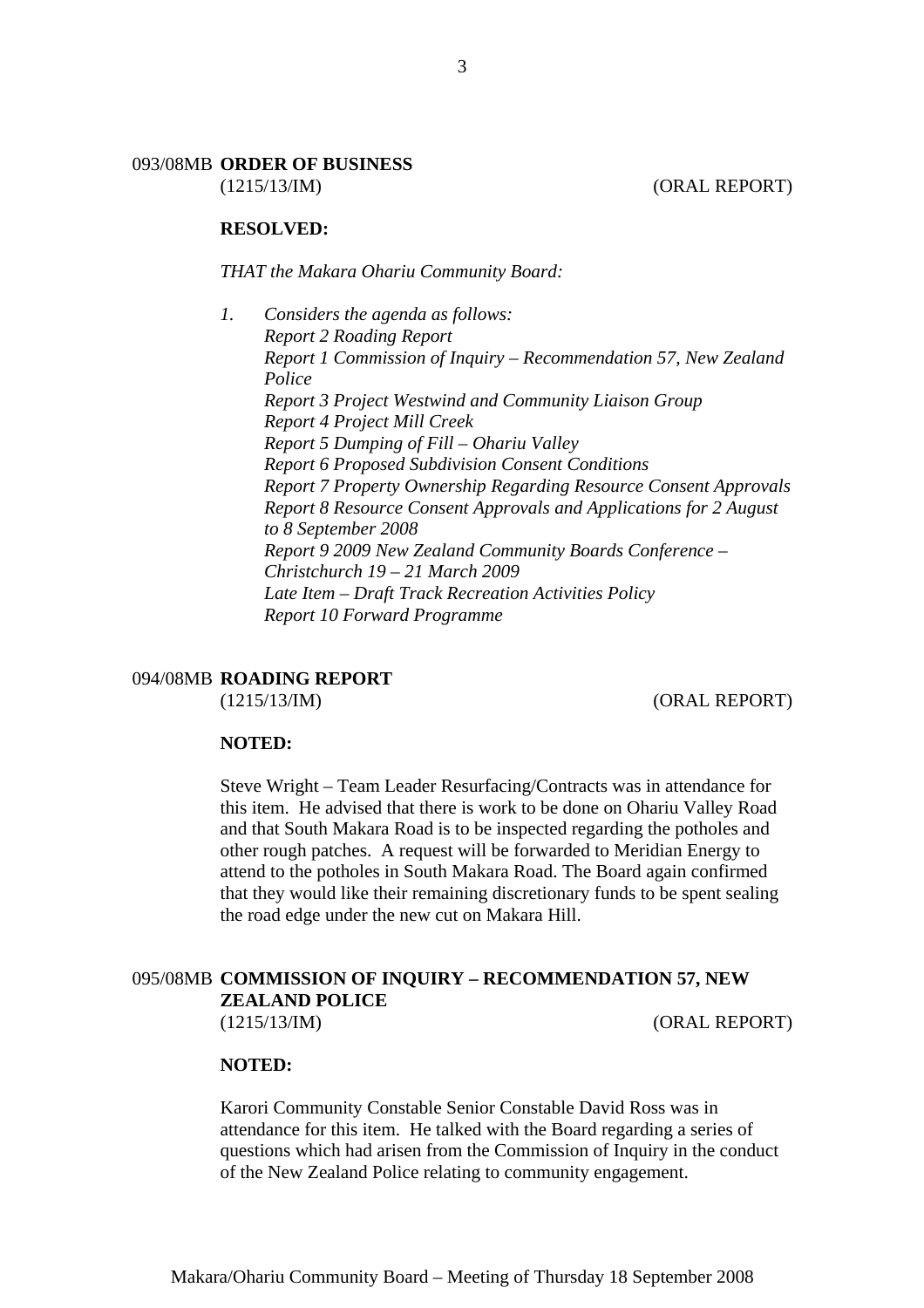## 093/08MB ORDER OF BUSINESS

(1215/13/IM) (ORAL REPORT)

**RESOLVED:**

*THAT the Makara Ohariu Community Board:*

1. *Considers the agenda as follows:*
   *Report 2 Roading Report*
   *Report 1 Commission of Inquiry – Recommendation 57, New Zealand Police*
   *Report 3 Project Westwind and Community Liaison Group*
   *Report 4 Project Mill Creek*
   *Report 5 Dumping of Fill – Ohariu Valley*
   *Report 6 Proposed Subdivision Consent Conditions*
   *Report 7 Property Ownership Regarding Resource Consent Approvals*
   *Report 8 Resource Consent Approvals and Applications for 2 August to 8 September 2008*
   *Report 9 2009 New Zealand Community Boards Conference – Christchurch 19 – 21 March 2009*
   *Late Item – Draft Track Recreation Activities Policy*
   *Report 10 Forward Programme*

## 094/08MB ROADING REPORT

(1215/13/IM) (ORAL REPORT)

**NOTED:**

Steve Wright – Team Leader Resurfacing/Contracts was in attendance for this item. He advised that there is work to be done on Ohariu Valley Road and that South Makara Road is to be inspected regarding the potholes and other rough patches. A request will be forwarded to Meridian Energy to attend to the potholes in South Makara Road. The Board again confirmed that they would like their remaining discretionary funds to be spent sealing the road edge under the new cut on Makara Hill.

## 095/08MB COMMISSION OF INQUIRY – RECOMMENDATION 57, NEW ZEALAND POLICE

(1215/13/IM) (ORAL REPORT)

**NOTED:**

Karori Community Constable Senior Constable David Ross was in attendance for this item. He talked with the Board regarding a series of questions which had arisen from the Commission of Inquiry in the conduct of the New Zealand Police relating to community engagement.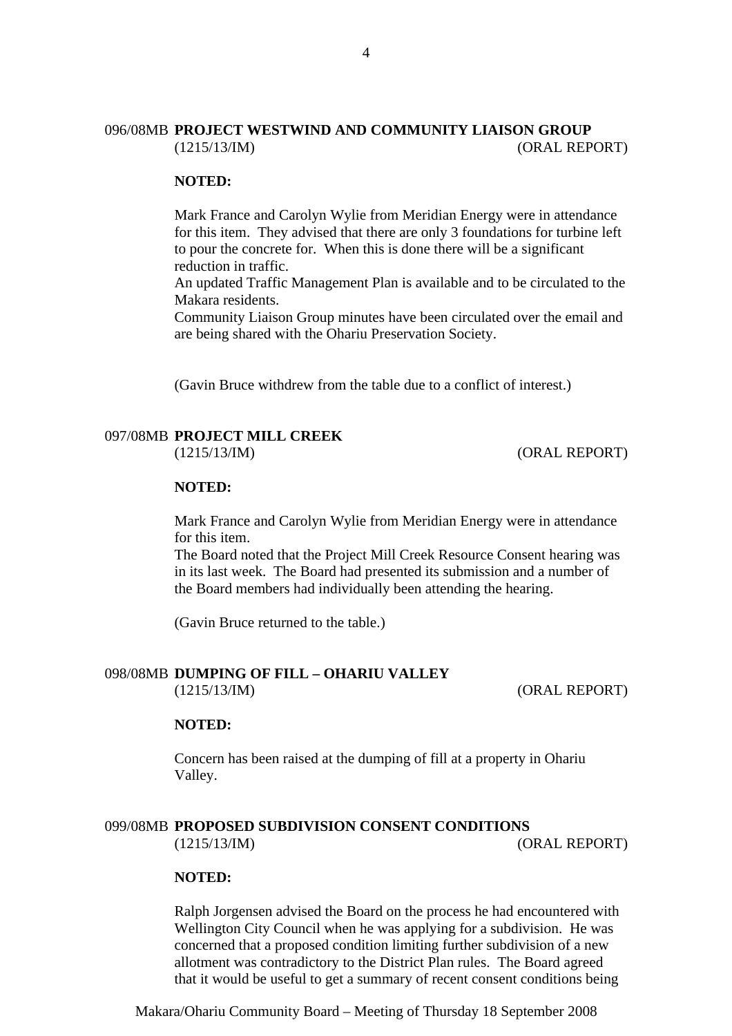## 096/08MB PROJECT WESTWIND AND COMMUNITY LIAISON GROUP

(1215/13/IM) (ORAL REPORT)

**NOTED:**

Mark France and Carolyn Wylie from Meridian Energy were in attendance for this item. They advised that there are only 3 foundations for turbine left to pour the concrete for. When this is done there will be a significant reduction in traffic.

An updated Traffic Management Plan is available and to be circulated to the Makara residents.

Community Liaison Group minutes have been circulated over the email and are being shared with the Ohariu Preservation Society.

(Gavin Bruce withdrew from the table due to a conflict of interest.)

## 097/08MB PROJECT MILL CREEK

(1215/13/IM) (ORAL REPORT)

**NOTED:**

Mark France and Carolyn Wylie from Meridian Energy were in attendance for this item.

The Board noted that the Project Mill Creek Resource Consent hearing was in its last week. The Board had presented its submission and a number of the Board members had individually been attending the hearing.

(Gavin Bruce returned to the table.)

## 098/08MB DUMPING OF FILL – OHARIU VALLEY

(1215/13/IM) (ORAL REPORT)

**NOTED:**

Concern has been raised at the dumping of fill at a property in Ohariu Valley.

## 099/08MB PROPOSED SUBDIVISION CONSENT CONDITIONS

(1215/13/IM) (ORAL REPORT)

**NOTED:**

Ralph Jorgensen advised the Board on the process he had encountered with Wellington City Council when he was applying for a subdivision. He was concerned that a proposed condition limiting further subdivision of a new allotment was contradictory to the District Plan rules. The Board agreed that it would be useful to get a summary of recent consent conditions being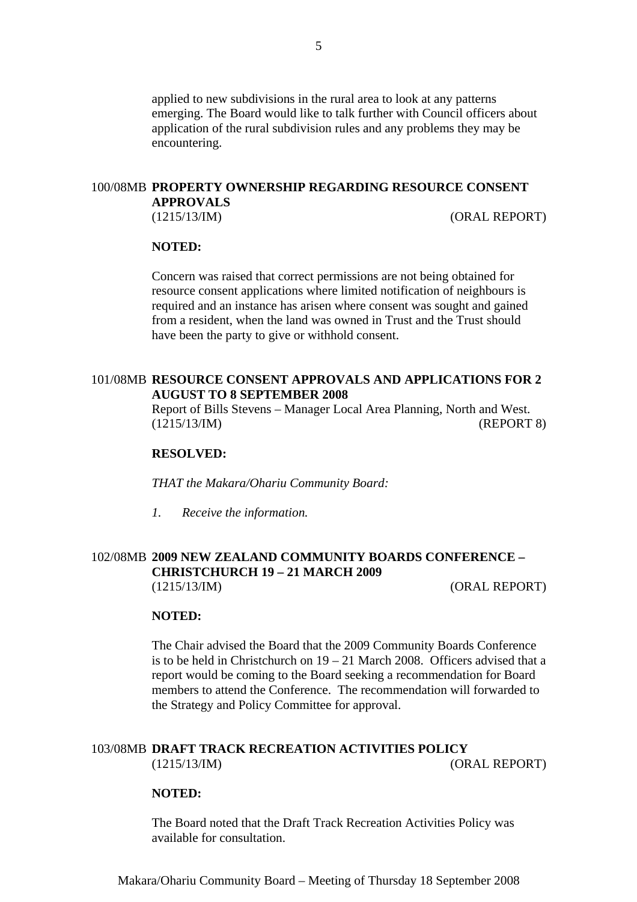applied to new subdivisions in the rural area to look at any patterns emerging. The Board would like to talk further with Council officers about application of the rural subdivision rules and any problems they may be encountering.

## 100/08MB PROPERTY OWNERSHIP REGARDING RESOURCE CONSENT APPROVALS

(1215/13/IM) (ORAL REPORT)

**NOTED:**

Concern was raised that correct permissions are not being obtained for resource consent applications where limited notification of neighbours is required and an instance has arisen where consent was sought and gained from a resident, when the land was owned in Trust and the Trust should have been the party to give or withhold consent.

## 101/08MB RESOURCE CONSENT APPROVALS AND APPLICATIONS FOR 2 AUGUST TO 8 SEPTEMBER 2008

Report of Bills Stevens – Manager Local Area Planning, North and West.
(1215/13/IM) (REPORT 8)

**RESOLVED:**

*THAT the Makara/Ohariu Community Board:*

*1. Receive the information.*

## 102/08MB 2009 NEW ZEALAND COMMUNITY BOARDS CONFERENCE – CHRISTCHURCH 19 – 21 MARCH 2009

(1215/13/IM) (ORAL REPORT)

**NOTED:**

The Chair advised the Board that the 2009 Community Boards Conference is to be held in Christchurch on 19 – 21 March 2008. Officers advised that a report would be coming to the Board seeking a recommendation for Board members to attend the Conference. The recommendation will forwarded to the Strategy and Policy Committee for approval.

## 103/08MB DRAFT TRACK RECREATION ACTIVITIES POLICY

(1215/13/IM) (ORAL REPORT)

**NOTED:**

The Board noted that the Draft Track Recreation Activities Policy was available for consultation.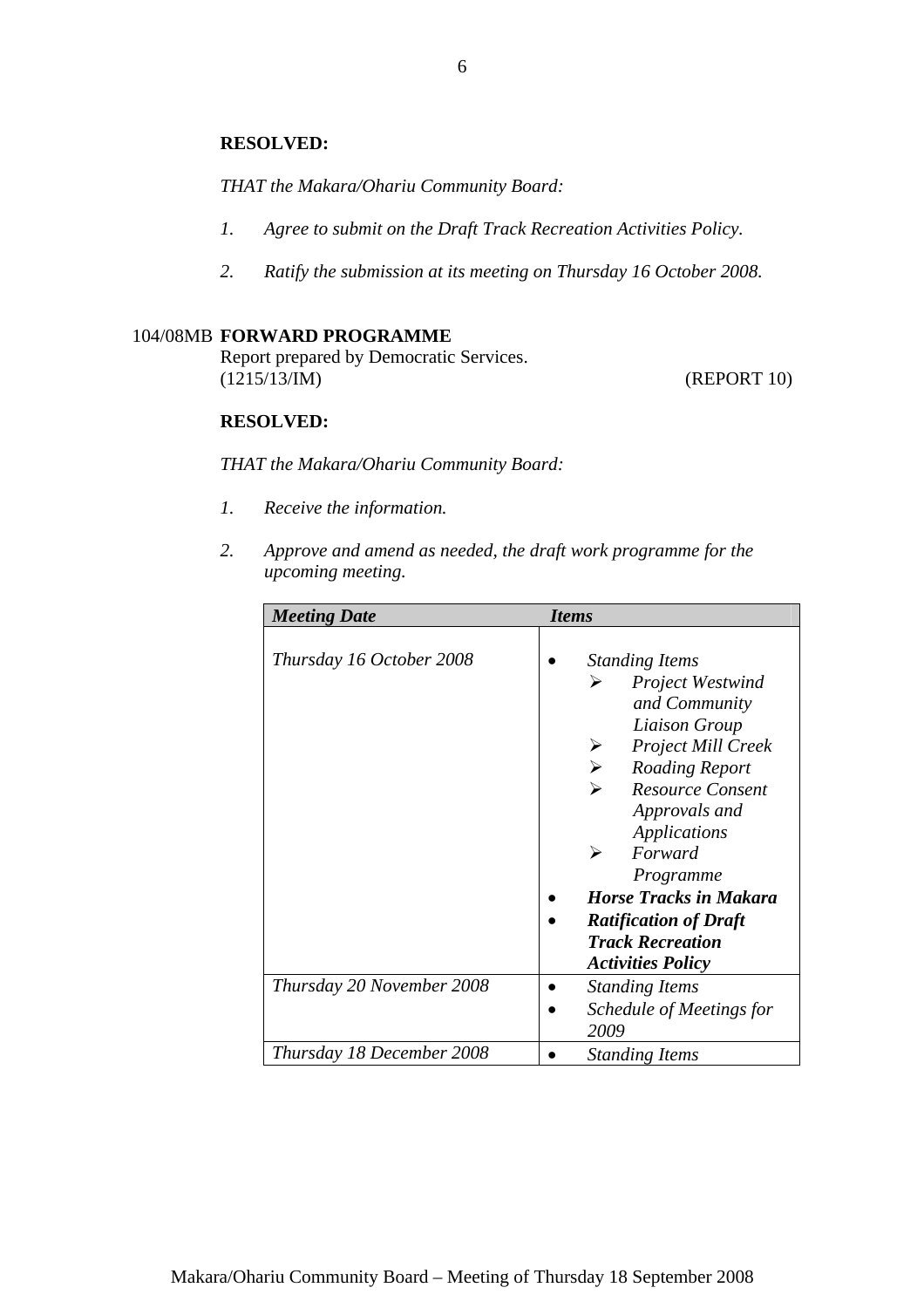**RESOLVED:**

*THAT the Makara/Ohariu Community Board:*

1. *Agree to submit on the Draft Track Recreation Activities Policy.*
2. *Ratify the submission at its meeting on Thursday 16 October 2008.*

104/08MB **FORWARD PROGRAMME**
Report prepared by Democratic Services.
(1215/13/IM) (REPORT 10)

**RESOLVED:**

*THAT the Makara/Ohariu Community Board:*

1. *Receive the information.*
2. *Approve and amend as needed, the draft work programme for the upcoming meeting.*

| ***Meeting Date*** | ***Items*** |
|---|---|
| *Thursday 16 October 2008* | • *Standing Items*<br>➢ *Project Westwind and Community Liaison Group*<br>➢ *Project Mill Creek*<br>➢ *Roading Report*<br>➢ *Resource Consent Approvals and Applications*<br>➢ *Forward Programme*<br>• ***Horse Tracks in Makara***<br>• ***Ratification of Draft Track Recreation Activities Policy*** |
| *Thursday 20 November 2008* | • *Standing Items*<br>• *Schedule of Meetings for 2009* |
| *Thursday 18 December 2008* | • *Standing Items* |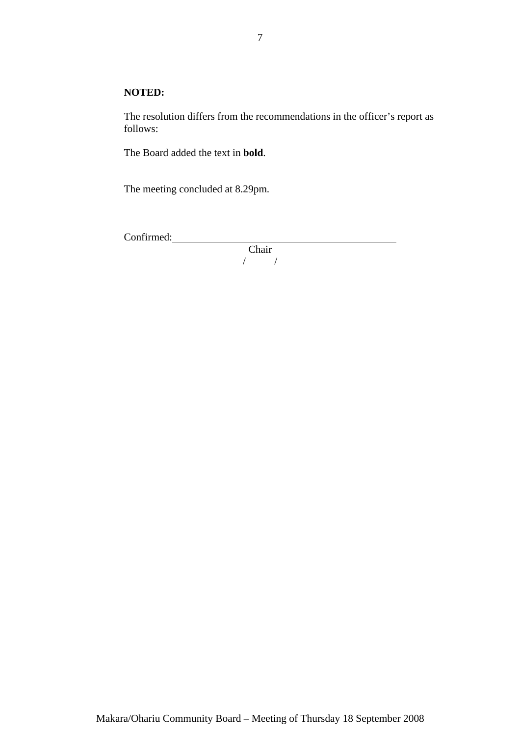**NOTED:**

The resolution differs from the recommendations in the officer's report as follows:

The Board added the text in **bold**.

The meeting concluded at 8.29pm.

Confirmed:\_\_\_\_\_\_\_\_\_\_\_\_\_\_\_\_\_\_\_\_\_\_\_\_\_\_\_\_\_\_\_\_\_\_\_\_\_\_\_\_\_\_

Chair

/ /